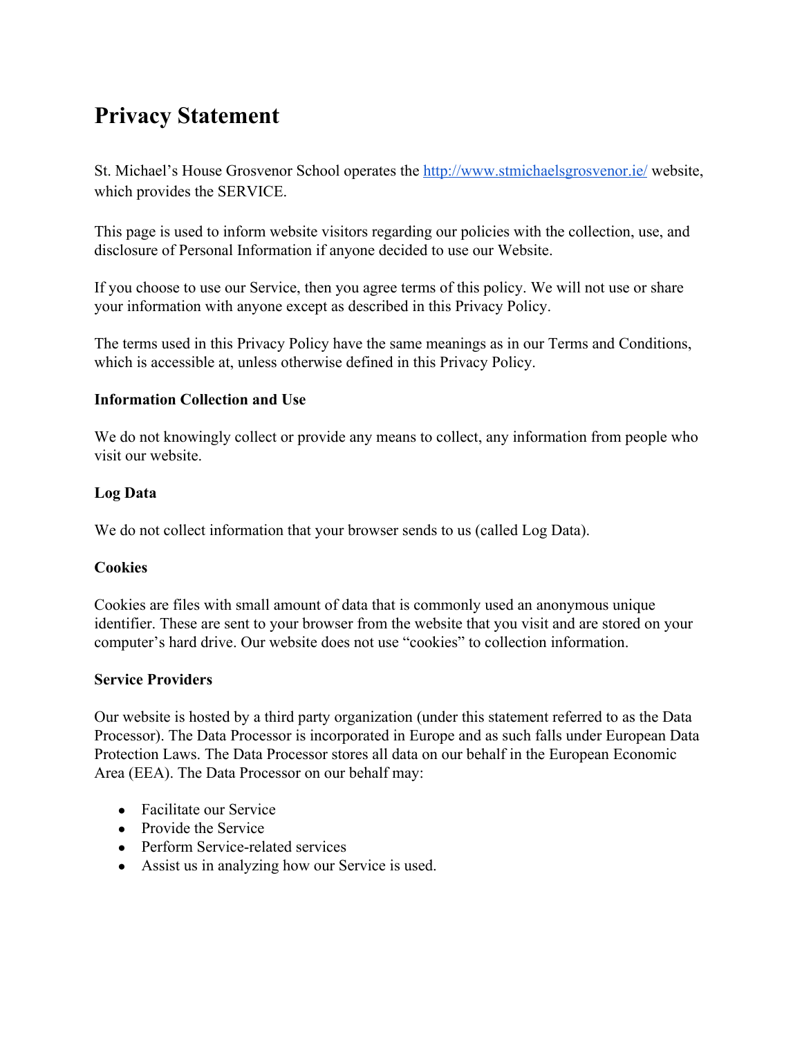# Privacy Statement

St. Michael's House Grosvenor School operates the [http://www.stmichaelsgrosvenor.ie/](http://www.stmichaelsgrosvenor.ie/) website, which provides the SERVICE.

This page is used to inform website visitors regarding our policies with the collection, use, and disclosure of Personal Information if anyone decided to use our Website.

If you choose to use our Service, then you agree terms of this policy. We will not use or share your information with anyone except as described in this Privacy Policy.

The terms used in this Privacy Policy have the same meanings as in our Terms and Conditions, which is accessible at, unless otherwise defined in this Privacy Policy.

**Information Collection and Use**

We do not knowingly collect or provide any means to collect, any information from people who visit our website.

**Log Data**

We do not collect information that your browser sends to us (called Log Data).

**Cookies**

Cookies are files with small amount of data that is commonly used an anonymous unique identifier. These are sent to your browser from the website that you visit and are stored on your computer's hard drive. Our website does not use "cookies" to collection information.

**Service Providers**

Our website is hosted by a third party organization (under this statement referred to as the Data Processor). The Data Processor is incorporated in Europe and as such falls under European Data Protection Laws. The Data Processor stores all data on our behalf in the European Economic Area (EEA). The Data Processor on our behalf may:

- Facilitate our Service
- Provide the Service
- Perform Service-related services
- Assist us in analyzing how our Service is used.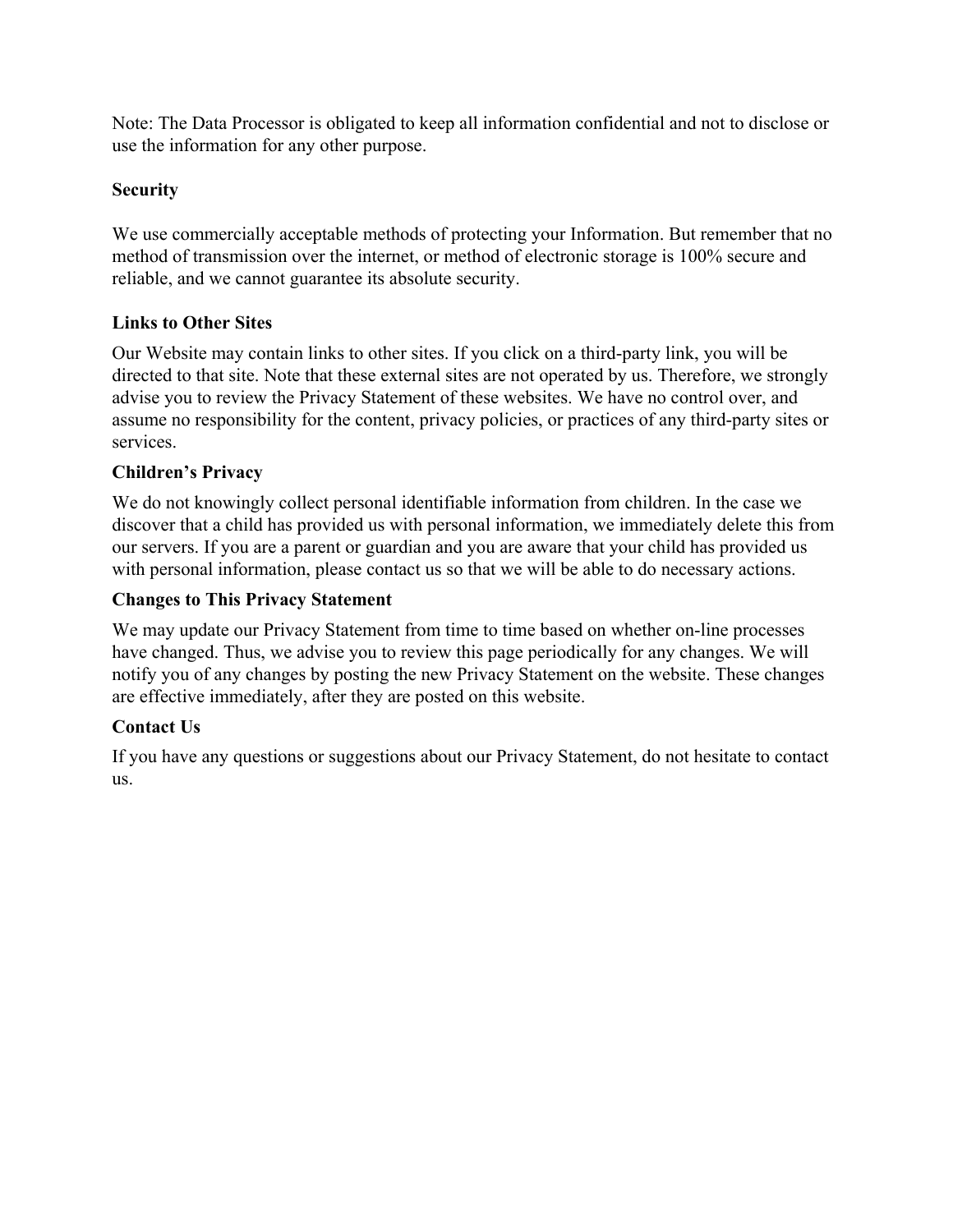Note: The Data Processor is obligated to keep all information confidential and not to disclose or use the information for any other purpose.

**Security**

We use commercially acceptable methods of protecting your Information. But remember that no method of transmission over the internet, or method of electronic storage is 100% secure and reliable, and we cannot guarantee its absolute security.

**Links to Other Sites**

Our Website may contain links to other sites. If you click on a third-party link, you will be directed to that site. Note that these external sites are not operated by us. Therefore, we strongly advise you to review the Privacy Statement of these websites. We have no control over, and assume no responsibility for the content, privacy policies, or practices of any third-party sites or services.

**Children's Privacy**

We do not knowingly collect personal identifiable information from children. In the case we discover that a child has provided us with personal information, we immediately delete this from our servers. If you are a parent or guardian and you are aware that your child has provided us with personal information, please contact us so that we will be able to do necessary actions.

**Changes to This Privacy Statement**

We may update our Privacy Statement from time to time based on whether on-line processes have changed. Thus, we advise you to review this page periodically for any changes. We will notify you of any changes by posting the new Privacy Statement on the website. These changes are effective immediately, after they are posted on this website.

**Contact Us**

If you have any questions or suggestions about our Privacy Statement, do not hesitate to contact us.